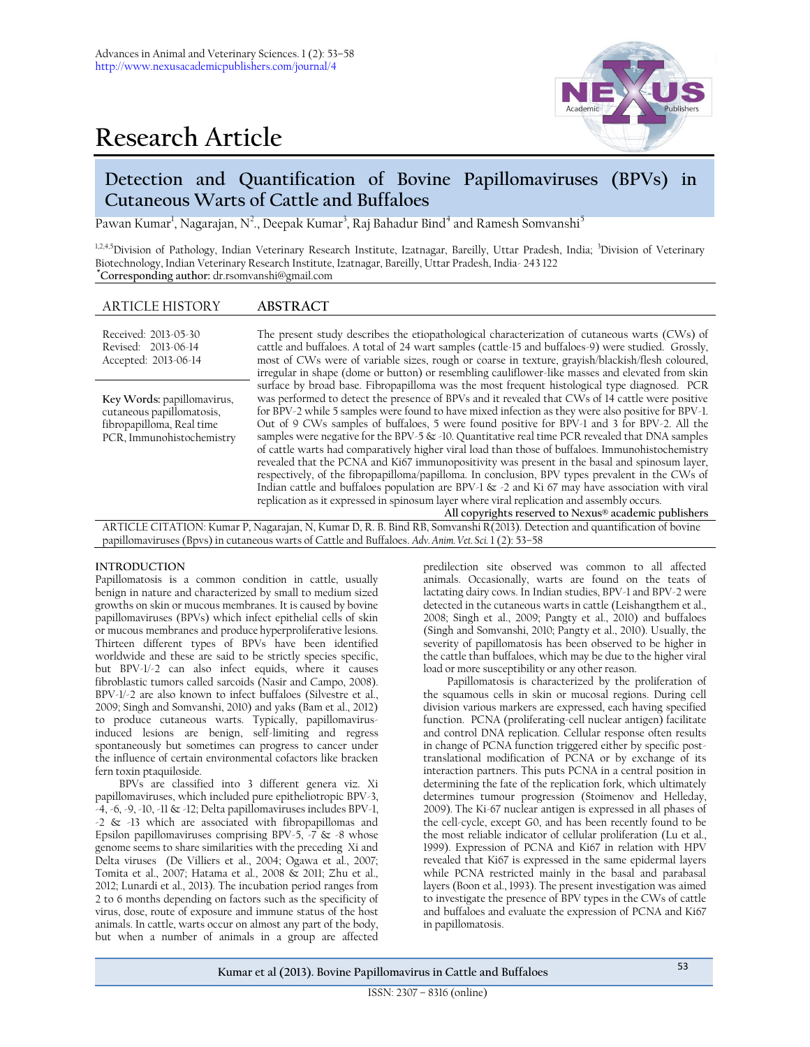# Research Article

## Detection and Quantification of Bovine Papillomaviruses (BPVs) in Cutaneous Warts of Cattle and Buffaloes

Pawan Kumar[1], Nagarajan, N[2]., Deepak Kumar[3], Raj Bahadur Bind[4] and Ramesh Somvanshi[5]

[1,2,4,5]Division of Pathology, Indian Veterinary Research Institute, Izatnagar, Bareilly, Uttar Pradesh, India; [3]Division of Veterinary Biotechnology, Indian Veterinary Research Institute, Izatnagar, Bareilly, Uttar Pradesh, India- 243 122
[*]**Corresponding author:** dr.rsomvanshi@gmail.com

**ARTICLE HISTORY**

Received: 2013-05-30
Revised: 2013-06-14
Accepted: 2013-06-14

**Key Words:** papillomavirus, cutaneous papillomatosis, fibropapilloma, Real time PCR, Immunohistochemistry

**ABSTRACT**

The present study describes the etiopathological characterization of cutaneous warts (CWs) of cattle and buffaloes. A total of 24 wart samples (cattle-15 and buffaloes-9) were studied. Grossly, most of CWs were of variable sizes, rough or coarse in texture, grayish/blackish/flesh coloured, irregular in shape (dome or button) or resembling cauliflower-like masses and elevated from skin surface by broad base. Fibropapilloma was the most frequent histological type diagnosed. PCR was performed to detect the presence of BPVs and it revealed that CWs of 14 cattle were positive for BPV-2 while 5 samples were found to have mixed infection as they were also positive for BPV-1. Out of 9 CWs samples of buffaloes, 5 were found positive for BPV-1 and 3 for BPV-2. All the samples were negative for the BPV-5 & -10. Quantitative real time PCR revealed that DNA samples of cattle warts had comparatively higher viral load than those of buffaloes. Immunohistochemistry revealed that the PCNA and Ki67 immunopositivity was present in the basal and spinosum layer, respectively, of the fibropapilloma/papilloma. In conclusion, BPV types prevalent in the CWs of Indian cattle and buffaloes population are BPV-1 & -2 and Ki 67 may have association with viral replication as it expressed in spinosum layer where viral replication and assembly occurs.

All copyrights reserved to Nexus® academic publishers

ARTICLE CITATION: Kumar P, Nagarajan, N, Kumar D, R. B. Bind RB, Somvanshi R(2013). Detection and quantification of bovine papillomaviruses (Bpvs) in cutaneous warts of Cattle and Buffaloes. *Adv. Anim. Vet. Sci.* 1 (2): 53–58

### INTRODUCTION

Papillomatosis is a common condition in cattle, usually benign in nature and characterized by small to medium sized growths on skin or mucous membranes. It is caused by bovine papillomaviruses (BPVs) which infect epithelial cells of skin or mucous membranes and produce hyperproliferative lesions. Thirteen different types of BPVs have been identified worldwide and these are said to be strictly species specific, but BPV-1/-2 can also infect equids, where it causes fibroblastic tumors called sarcoids (Nasir and Campo, 2008). BPV-1/-2 are also known to infect buffaloes (Silvestre et al., 2009; Singh and Somvanshi, 2010) and yaks (Bam et al., 2012) to produce cutaneous warts. Typically, papillomavirus-induced lesions are benign, self-limiting and regress spontaneously but sometimes can progress to cancer under the influence of certain environmental cofactors like bracken fern toxin ptaquiloside.

BPVs are classified into 3 different genera viz. Xi papillomaviruses, which included pure epitheliotropic BPV-3, -4, -6, -9, -10, -11 & -12; Delta papillomaviruses includes BPV-1, -2 & -13 which are associated with fibropapillomas and Epsilon papillomaviruses comprising BPV-5, -7 & -8 whose genome seems to share similarities with the preceding Xi and Delta viruses (De Villiers et al., 2004; Ogawa et al., 2007; Tomita et al., 2007; Hatama et al., 2008 & 2011; Zhu et al., 2012; Lunardi et al., 2013). The incubation period ranges from 2 to 6 months depending on factors such as the specificity of virus, dose, route of exposure and immune status of the host animals. In cattle, warts occur on almost any part of the body, but when a number of animals in a group are affected predilection site observed was common to all affected animals. Occasionally, warts are found on the teats of lactating dairy cows. In Indian studies, BPV-1 and BPV-2 were detected in the cutaneous warts in cattle (Leishangthem et al., 2008; Singh et al., 2009; Pangty et al., 2010) and buffaloes (Singh and Somvanshi, 2010; Pangty et al., 2010). Usually, the severity of papillomatosis has been observed to be higher in the cattle than buffaloes, which may be due to the higher viral load or more susceptibility or any other reason.

Papillomatosis is characterized by the proliferation of the squamous cells in skin or mucosal regions. During cell division various markers are expressed, each having specified function. PCNA (proliferating-cell nuclear antigen) facilitate and control DNA replication. Cellular response often results in change of PCNA function triggered either by specific post-translational modification of PCNA or by exchange of its interaction partners. This puts PCNA in a central position in determining the fate of the replication fork, which ultimately determines tumour progression (Stoimenov and Helleday, 2009). The Ki-67 nuclear antigen is expressed in all phases of the cell-cycle, except G0, and has been recently found to be the most reliable indicator of cellular proliferation (Lu et al., 1999). Expression of PCNA and Ki67 in relation with HPV revealed that Ki67 is expressed in the same epidermal layers while PCNA restricted mainly in the basal and parabasal layers (Boon et al., 1993). The present investigation was aimed to investigate the presence of BPV types in the CWs of cattle and buffaloes and evaluate the expression of PCNA and Ki67 in papillomatosis.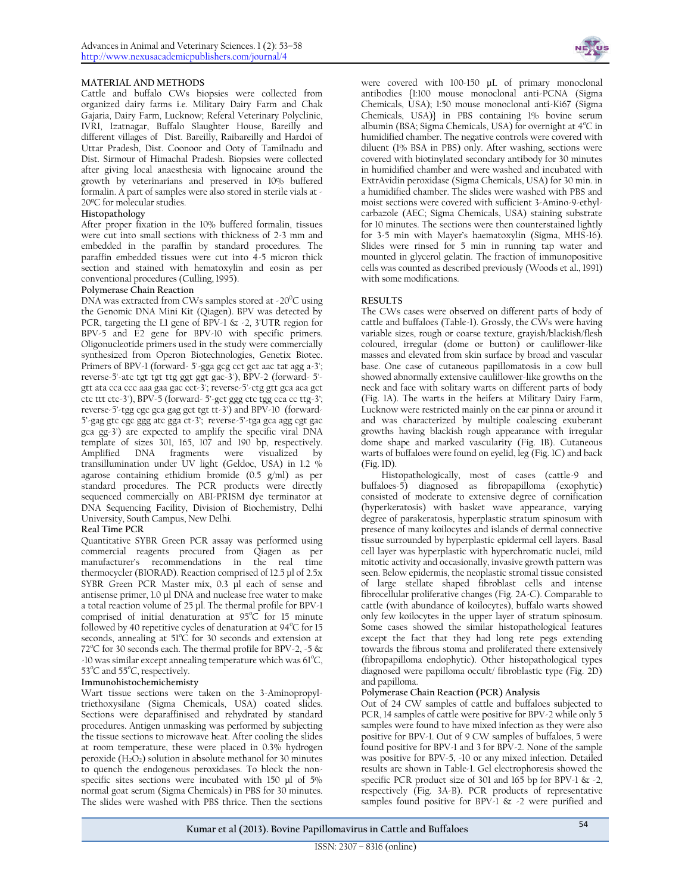## MATERIAL AND METHODS

Cattle and buffalo CWs biopsies were collected from organized dairy farms i.e. Military Dairy Farm and Chak Gajaria, Dairy Farm, Lucknow; Referal Veterinary Polyclinic, IVRI, Izatnagar, Buffalo Slaughter House, Bareilly and different villages of Dist. Bareilly, Raibareilly and Hardoi of Uttar Pradesh, Dist. Coonoor and Ooty of Tamilnadu and Dist. Sirmour of Himachal Pradesh. Biopsies were collected after giving local anaesthesia with lignocaine around the growth by veterinarians and preserved in 10% buffered formalin. A part of samples were also stored in sterile vials at -20ºC for molecular studies.

### Histopathology

After proper fixation in the 10% buffered formalin, tissues were cut into small sections with thickness of 2-3 mm and embedded in the paraffin by standard procedures. The paraffin embedded tissues were cut into 4-5 micron thick section and stained with hematoxylin and eosin as per conventional procedures (Culling, 1995).

### Polymerase Chain Reaction

DNA was extracted from CWs samples stored at -20$^0$C using the Genomic DNA Mini Kit (Qiagen). BPV was detected by PCR, targeting the L1 gene of BPV-1 & -2, 3'UTR region for BPV-5 and E2 gene for BPV-10 with specific primers. Oligonucleotide primers used in the study were commercially synthesized from Operon Biotechnologies, Genetix Biotec. Primers of BPV-1 (forward- 5'-gga gcg cct gct aac tat agg a-3'; reverse-5'-atc tgt tgt ttg ggt ggt gac-3'), BPV-2 (forward- 5'-gtt ata cca ccc aaa gaa gac cct-3'; reverse-5'-ctg gtt gca aca gct ctc ttt ctc-3'), BPV-5 (forward- 5'-gct ggg ctc tgg cca cc ttg-3'; reverse-5'-tgg cgc gca gag gct tgt tt-3') and BPV-10 (forward-5'-gag gtc cgc ggg atc gga ct-3'; reverse-5'-tga gca agg cgt gac gca gg-3') are expected to amplify the specific viral DNA template of sizes 301, 165, 107 and 190 bp, respectively. Amplified DNA fragments were visualized by transillumination under UV light (Geldoc, USA) in 1.2 % agarose containing ethidium bromide (0.5 g/ml) as per standard procedures. The PCR products were directly sequenced commercially on ABI-PRISM dye terminator at DNA Sequencing Facility, Division of Biochemistry, Delhi University, South Campus, New Delhi.

### Real Time PCR

Quantitative SYBR Green PCR assay was performed using commercial reagents procured from Qiagen as per manufacturer's recommendations in the real time thermocycler (BIORAD). Reaction comprised of 12.5 µl of 2.5x SYBR Green PCR Master mix, 0.3 µl each of sense and antisense primer, 1.0 µl DNA and nuclease free water to make a total reaction volume of 25 µl. The thermal profile for BPV-1 comprised of initial denaturation at 95$^o$C for 15 minute followed by 40 repetitive cycles of denaturation at 94$^o$C for 15 seconds, annealing at 51$^o$C for 30 seconds and extension at 72$^o$C for 30 seconds each. The thermal profile for BPV-2, -5 & -10 was similar except annealing temperature which was 61$^o$C, 53$^o$C and 55$^o$C, respectively.

### Immunohistochemichemisty

Wart tissue sections were taken on the 3-Aminopropyl-triethoxysilane (Sigma Chemicals, USA) coated slides. Sections were deparaffinised and rehydrated by standard procedures. Antigen unmasking was performed by subjecting the tissue sections to microwave heat. After cooling the slides at room temperature, these were placed in 0.3% hydrogen peroxide ($H_2O_2$) solution in absolute methanol for 30 minutes to quench the endogenous peroxidases. To block the non-specific sites sections were incubated with 150 µl of 5% normal goat serum (Sigma Chemicals) in PBS for 30 minutes. The slides were washed with PBS thrice. Then the sections were covered with 100-150 µL of primary monoclonal antibodies {1:100 mouse monoclonal anti-PCNA (Sigma Chemicals, USA); 1:50 mouse monoclonal anti-Ki67 (Sigma Chemicals, USA)} in PBS containing 1% bovine serum albumin (BSA; Sigma Chemicals, USA) for overnight at 4$^o$C in humidified chamber. The negative controls were covered with diluent (1% BSA in PBS) only. After washing, sections were covered with biotinylated secondary antibody for 30 minutes in humidified chamber and were washed and incubated with ExtrAvidin peroxidase (Sigma Chemicals, USA) for 30 min. in a humidified chamber. The slides were washed with PBS and moist sections were covered with sufficient 3-Amino-9-ethyl-carbazole (AEC; Sigma Chemicals, USA) staining substrate for 10 minutes. The sections were then counterstained lightly for 3-5 min with Mayer's haematoxylin (Sigma, MHS-16). Slides were rinsed for 5 min in running tap water and mounted in glycerol gelatin. The fraction of immunopositive cells was counted as described previously (Woods et al., 1991) with some modifications.

## RESULTS

The CWs cases were observed on different parts of body of cattle and buffaloes (Table-1). Grossly, the CWs were having variable sizes, rough or coarse texture, grayish/blackish/flesh coloured, irregular (dome or button) or cauliflower-like masses and elevated from skin surface by broad and vascular base. One case of cutaneous papillomatosis in a cow bull showed abnormally extensive cauliflower-like growths on the neck and face with solitary warts on different parts of body (Fig. 1A). The warts in the heifers at Military Dairy Farm, Lucknow were restricted mainly on the ear pinna or around it and was characterized by multiple coalescing exuberant growths having blackish rough appearance with irregular dome shape and marked vascularity (Fig. 1B). Cutaneous warts of buffaloes were found on eyelid, leg (Fig. 1C) and back (Fig. 1D).

Histopathologically, most of cases (cattle-9 and buffaloes-5) diagnosed as fibropapilloma (exophytic) consisted of moderate to extensive degree of cornification (hyperkeratosis) with basket wave appearance, varying degree of parakeratosis, hyperplastic stratum spinosum with presence of many koilocytes and islands of dermal connective tissue surrounded by hyperplastic epidermal cell layers. Basal cell layer was hyperplastic with hyperchromatic nuclei, mild mitotic activity and occasionally, invasive growth pattern was seen. Below epidermis, the neoplastic stromal tissue consisted of large stellate shaped fibroblast cells and intense fibrocellular proliferative changes (Fig. 2A-C). Comparable to cattle (with abundance of koilocytes), buffalo warts showed only few koilocytes in the upper layer of stratum spinosum. Some cases showed the similar histopathological features except the fact that they had long rete pegs extending towards the fibrous stoma and proliferated there extensively (fibropapilloma endophytic). Other histopathological types diagnosed were papilloma occult/ fibroblastic type (Fig. 2D) and papilloma.

### Polymerase Chain Reaction (PCR) Analysis

Out of 24 CW samples of cattle and buffaloes subjected to PCR, 14 samples of cattle were positive for BPV-2 while only 5 samples were found to have mixed infection as they were also positive for BPV-1. Out of 9 CW samples of buffaloes, 5 were found positive for BPV-1 and 3 for BPV-2. None of the sample was positive for BPV-5, -10 or any mixed infection. Detailed results are shown in Table-1. Gel electrophoresis showed the specific PCR product size of 301 and 165 bp for BPV-1 & -2, respectively (Fig. 3A-B). PCR products of representative samples found positive for BPV-1 & -2 were purified and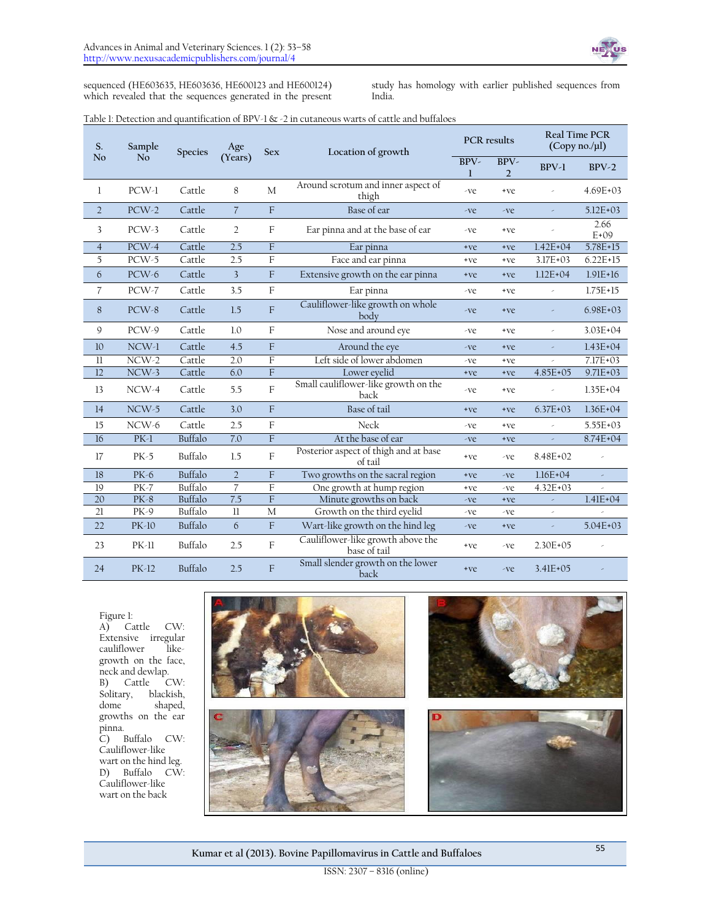sequenced (HE603635, HE603636, HE600123 and HE600124) which revealed that the sequences generated in the present study has homology with earlier published sequences from India.

Table 1: Detection and quantification of BPV-1 & -2 in cutaneous warts of cattle and buffaloes

| S. No | Sample No | Species | Age (Years) | Sex | Location of growth | PCR results | | Real Time PCR (Copy no./µl) | |
|---|---|---|---|---|---|---|---|---|---|
| | | | | | | BPV-1 | BPV-2 | BPV-1 | BPV-2 |
| 1 | PCW-1 | Cattle | 8 | M | Around scrotum and inner aspect of thigh | -ve | +ve | - | 4.69E+03 |
| 2 | PCW-2 | Cattle | 7 | F | Base of ear | -ve | -ve | - | 5.12E+03 |
| 3 | PCW-3 | Cattle | 2 | F | Ear pinna and at the base of ear | -ve | +ve | - | 2.66 E+09 |
| 4 | PCW-4 | Cattle | 2.5 | F | Ear pinna | +ve | +ve | 1.42E+04 | 5.78E+15 |
| 5 | PCW-5 | Cattle | 2.5 | F | Face and ear pinna | +ve | +ve | 3.17E+03 | 6.22E+15 |
| 6 | PCW-6 | Cattle | 3 | F | Extensive growth on the ear pinna | +ve | +ve | 1.12E+04 | 1.91E+16 |
| 7 | PCW-7 | Cattle | 3.5 | F | Ear pinna | -ve | +ve | - | 1.75E+15 |
| 8 | PCW-8 | Cattle | 1.5 | F | Cauliflower-like growth on whole body | -ve | +ve | - | 6.98E+03 |
| 9 | PCW-9 | Cattle | 1.0 | F | Nose and around eye | -ve | +ve | - | 3.03E+04 |
| 10 | NCW-1 | Cattle | 4.5 | F | Around the eye | -ve | +ve | - | 1.43E+04 |
| 11 | NCW-2 | Cattle | 2.0 | F | Left side of lower abdomen | -ve | +ve | - | 7.17E+03 |
| 12 | NCW-3 | Cattle | 6.0 | F | Lower eyelid | +ve | +ve | 4.85E+05 | 9.71E+03 |
| 13 | NCW-4 | Cattle | 5.5 | F | Small cauliflower-like growth on the back | -ve | +ve | - | 1.35E+04 |
| 14 | NCW-5 | Cattle | 3.0 | F | Base of tail | +ve | +ve | 6.37E+03 | 1.36E+04 |
| 15 | NCW-6 | Cattle | 2.5 | F | Neck | -ve | +ve | - | 5.55E+03 |
| 16 | PK-1 | Buffalo | 7.0 | F | At the base of ear | -ve | +ve | - | 8.74E+04 |
| 17 | PK-5 | Buffalo | 1.5 | F | Posterior aspect of thigh and at base of tail | +ve | -ve | 8.48E+02 | - |
| 18 | PK-6 | Buffalo | 2 | F | Two growths on the sacral region | +ve | -ve | 1.16E+04 | - |
| 19 | PK-7 | Buffalo | 7 | F | One growth at hump region | +ve | -ve | 4.32E+03 | - |
| 20 | PK-8 | Buffalo | 7.5 | F | Minute growths on back | -ve | +ve | - | 1.41E+04 |
| 21 | PK-9 | Buffalo | 11 | M | Growth on the third eyelid | -ve | -ve | - | - |
| 22 | PK-10 | Buffalo | 6 | F | Wart-like growth on the hind leg | -ve | +ve | - | 5.04E+03 |
| 23 | PK-11 | Buffalo | 2.5 | F | Cauliflower-like growth above the base of tail | +ve | -ve | 2.30E+05 | - |
| 24 | PK-12 | Buffalo | 2.5 | F | Small slender growth on the lower back | +ve | -ve | 3.41E+05 | - |

Figure 1:
A) Cattle CW: Extensive irregular cauliflower like-growth on the face, neck and dewlap.
B) Cattle CW: Solitary, blackish, dome shaped, growths on the ear pinna.
C) Buffalo CW: Cauliflower-like wart on the hind leg.
D) Buffalo CW: Cauliflower-like wart on the back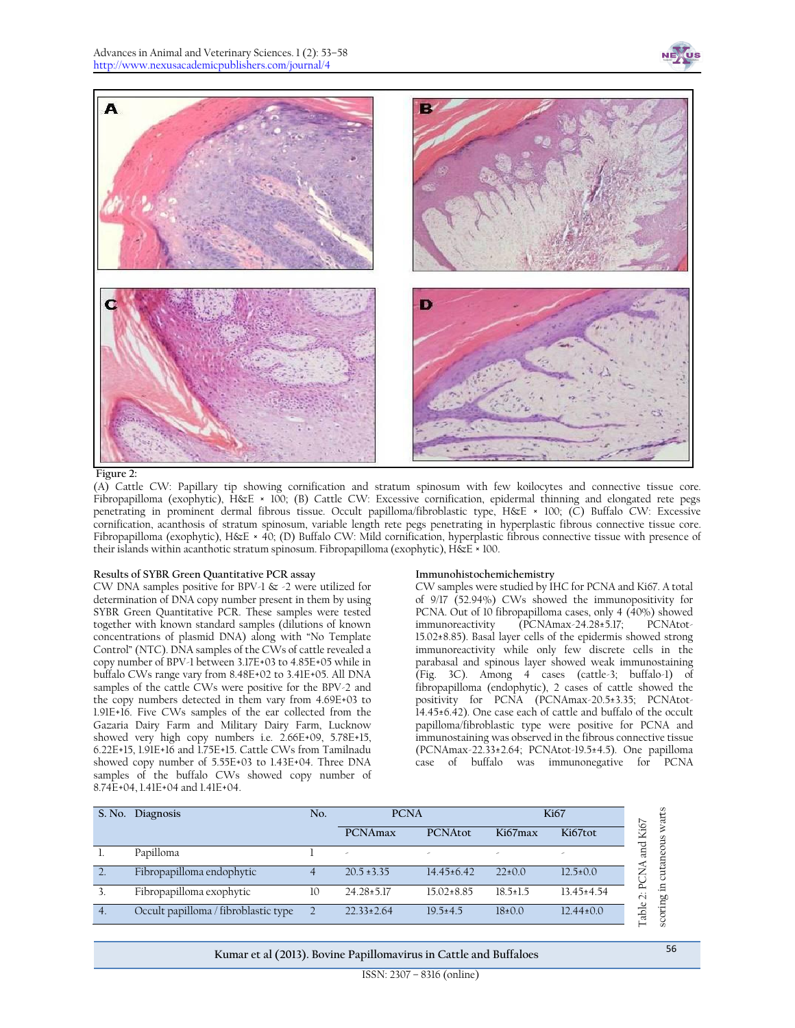**Figure 2:**

(A) Cattle CW: Papillary tip showing cornification and stratum spinosum with few koilocytes and connective tissue core. Fibropapilloma (exophytic), H&E × 100; (B) Cattle CW: Excessive cornification, epidermal thinning and elongated rete pegs penetrating in prominent dermal fibrous tissue. Occult papilloma/fibroblastic type, H&E × 100; (C) Buffalo CW: Excessive cornification, acanthosis of stratum spinosum, variable length rete pegs penetrating in hyperplastic fibrous connective tissue core. Fibropapilloma (exophytic), H&E × 40; (D) Buffalo CW: Mild cornification, hyperplastic fibrous connective tissue with presence of their islands within acanthotic stratum spinosum. Fibropapilloma (exophytic), H&E × 100.

**Results of SYBR Green Quantitative PCR assay**

CW DNA samples positive for BPV-1 & -2 were utilized for determination of DNA copy number present in them by using SYBR Green Quantitative PCR. These samples were tested together with known standard samples (dilutions of known concentrations of plasmid DNA) along with "No Template Control" (NTC). DNA samples of the CWs of cattle revealed a copy number of BPV-1 between 3.17E+03 to 4.85E+05 while in buffalo CWs range vary from 8.48E+02 to 3.41E+05. All DNA samples of the cattle CWs were positive for the BPV-2 and the copy numbers detected in them vary from 4.69E+03 to 1.91E+16. Five CWs samples of the ear collected from the Gazaria Dairy Farm and Military Dairy Farm, Lucknow showed very high copy numbers i.e. 2.66E+09, 5.78E+15, 6.22E+15, 1.91E+16 and 1.75E+15. Cattle CWs from Tamilnadu showed copy number of 5.55E+03 to 1.43E+04. Three DNA samples of the buffalo CWs showed copy number of 8.74E+04, 1.41E+04 and 1.41E+04.

**Immunohistochemichemistry**

CW samples were studied by IHC for PCNA and Ki67. A total of 9/17 (52.94%) CWs showed the immunopositivity for PCNA. Out of 10 fibropapilloma cases, only 4 (40%) showed immunoreactivity (PCNAmax-24.28±5.17; PCNAtot-15.02±8.85). Basal layer cells of the epidermis showed strong immunoreactivity while only few discrete cells in the parabasal and spinous layer showed weak immunostaining (Fig. 3C). Among 4 cases (cattle-3; buffalo-1) of fibropapilloma (endophytic), 2 cases of cattle showed the positivity for PCNA (PCNAmax-20.5±3.35; PCNAtot-14.45±6.42). One case each of cattle and buffalo of the occult papilloma/fibroblastic type were positive for PCNA and immunostaining was observed in the fibrous connective tissue (PCNAmax-22.33±2.64; PCNAtot-19.5±4.5). One papilloma case of buffalo was immunonegative for PCNA

Table 2: PCNA and Ki67 scoring in cutaneous warts

| S. No. | Diagnosis | No. | PCNA | | Ki67 | |
|---|---|---|---|---|---|---|
| | | | PCNAmax | PCNAtot | Ki67max | Ki67tot |
| 1. | Papilloma | 1 | - | - | - | - |
| 2. | Fibropapilloma endophytic | 4 | 20.5 ±3.35 | 14.45±6.42 | 22±0.0 | 12.5±0.0 |
| 3. | Fibropapilloma exophytic | 10 | 24.28±5.17 | 15.02±8.85 | 18.5±1.5 | 13.45±4.54 |
| 4. | Occult papilloma / fibroblastic type | 2 | 22.33±2.64 | 19.5±4.5 | 18±0.0 | 12.44±0.0 |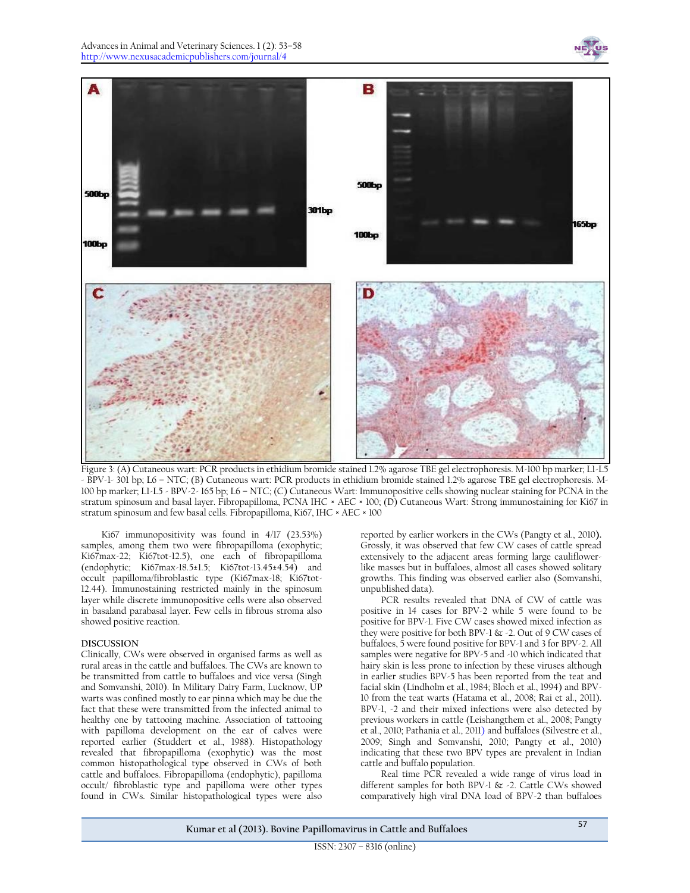Figure 3: (A) Cutaneous wart: PCR products in ethidium bromide stained 1.2% agarose TBE gel electrophoresis. M-100 bp marker; L1-L5 - BPV-1- 301 bp; L6 – NTC; (B) Cutaneous wart: PCR products in ethidium bromide stained 1.2% agarose TBE gel electrophoresis. M-100 bp marker; L1-L5 - BPV-2- 165 bp; L6 – NTC; (C) Cutaneous Wart: Immunopositive cells showing nuclear staining for PCNA in the stratum spinosum and basal layer. Fibropapilloma, PCNA IHC × AEC × 100; (D) Cutaneous Wart: Strong immunostaining for Ki67 in stratum spinosum and few basal cells. Fibropapilloma, Ki67, IHC × AEC × 100

Ki67 immunopositivity was found in 4/17 (23.53%) samples, among them two were fibropapilloma (exophytic; Ki67max-22; Ki67tot-12.5), one each of fibropapilloma (endophytic; Ki67max-18.5±1.5; Ki67tot-13.45±4.54) and occult papilloma/fibroblastic type (Ki67max-18; Ki67tot-12.44). Immunostaining restricted mainly in the spinosum layer while discrete immunopositive cells were also observed in basaland parabasal layer. Few cells in fibrous stroma also showed positive reaction.

## DISCUSSION

Clinically, CWs were observed in organised farms as well as rural areas in the cattle and buffaloes. The CWs are known to be transmitted from cattle to buffaloes and vice versa (Singh and Somvanshi, 2010). In Military Dairy Farm, Lucknow, UP warts was confined mostly to ear pinna which may be due the fact that these were transmitted from the infected animal to healthy one by tattooing machine. Association of tattooing with papilloma development on the ear of calves were reported earlier (Studdert et al., 1988). Histopathology revealed that fibropapilloma (exophytic) was the most common histopathological type observed in CWs of both cattle and buffaloes. Fibropapilloma (endophytic), papilloma occult/ fibroblastic type and papilloma were other types found in CWs. Similar histopathological types were also reported by earlier workers in the CWs (Pangty et al., 2010). Grossly, it was observed that few CW cases of cattle spread extensively to the adjacent areas forming large cauliflower-like masses but in buffaloes, almost all cases showed solitary growths. This finding was observed earlier also (Somvanshi, unpublished data).

PCR results revealed that DNA of CW of cattle was positive in 14 cases for BPV-2 while 5 were found to be positive for BPV-1. Five CW cases showed mixed infection as they were positive for both BPV-1 & -2. Out of 9 CW cases of buffaloes, 5 were found positive for BPV-1 and 3 for BPV-2. All samples were negative for BPV-5 and -10 which indicated that hairy skin is less prone to infection by these viruses although in earlier studies BPV-5 has been reported from the teat and facial skin (Lindholm et al., 1984; Bloch et al., 1994) and BPV-10 from the teat warts (Hatama et al., 2008; Rai et al., 2011). BPV-1, -2 and their mixed infections were also detected by previous workers in cattle (Leishangthem et al., 2008; Pangty et al., 2010; Pathania et al., 2011) and buffaloes (Silvestre et al., 2009; Singh and Somvanshi, 2010; Pangty et al., 2010) indicating that these two BPV types are prevalent in Indian cattle and buffalo population.

Real time PCR revealed a wide range of virus load in different samples for both BPV-1 & -2. Cattle CWs showed comparatively high viral DNA load of BPV-2 than buffaloes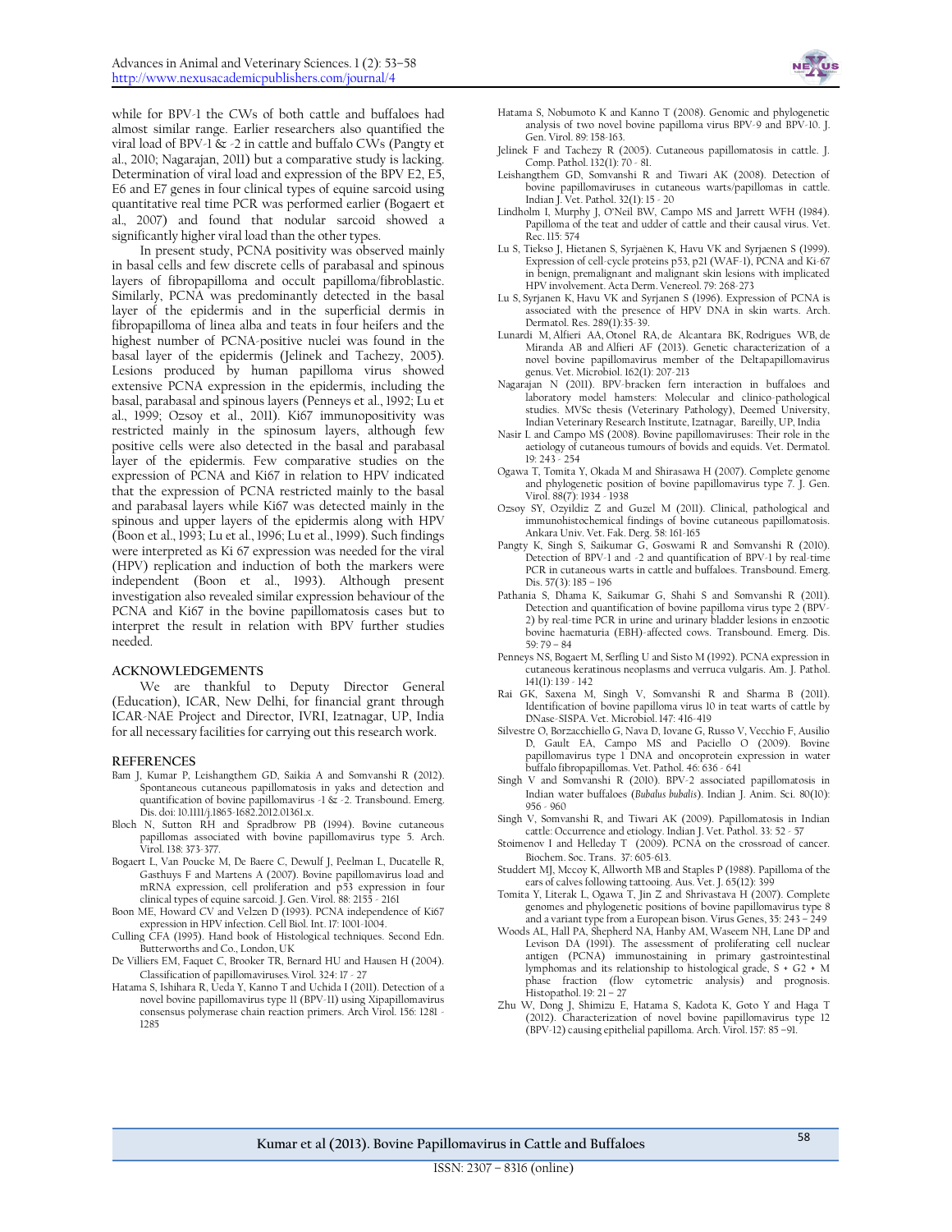while for BPV-1 the CWs of both cattle and buffaloes had almost similar range. Earlier researchers also quantified the viral load of BPV-1 & -2 in cattle and buffalo CWs (Pangty et al., 2010; Nagarajan, 2011) but a comparative study is lacking. Determination of viral load and expression of the BPV E2, E5, E6 and E7 genes in four clinical types of equine sarcoid using quantitative real time PCR was performed earlier (Bogaert et al., 2007) and found that nodular sarcoid showed a significantly higher viral load than the other types.

In present study, PCNA positivity was observed mainly in basal cells and few discrete cells of parabasal and spinous layers of fibropapilloma and occult papilloma/fibroblastic. Similarly, PCNA was predominantly detected in the basal layer of the epidermis and in the superficial dermis in fibropapilloma of linea alba and teats in four heifers and the highest number of PCNA-positive nuclei was found in the basal layer of the epidermis (Jelinek and Tachezy, 2005). Lesions produced by human papilloma virus showed extensive PCNA expression in the epidermis, including the basal, parabasal and spinous layers (Penneys et al., 1992; Lu et al., 1999; Ozsoy et al., 2011). Ki67 immunopositivity was restricted mainly in the spinosum layers, although few positive cells were also detected in the basal and parabasal layer of the epidermis. Few comparative studies on the expression of PCNA and Ki67 in relation to HPV indicated that the expression of PCNA restricted mainly to the basal and parabasal layers while Ki67 was detected mainly in the spinous and upper layers of the epidermis along with HPV (Boon et al., 1993; Lu et al., 1996; Lu et al., 1999). Such findings were interpreted as Ki 67 expression was needed for the viral (HPV) replication and induction of both the markers were independent (Boon et al., 1993). Although present investigation also revealed similar expression behaviour of the PCNA and Ki67 in the bovine papillomatosis cases but to interpret the result in relation with BPV further studies needed.

## ACKNOWLEDGEMENTS

We are thankful to Deputy Director General (Education), ICAR, New Delhi, for financial grant through ICAR-NAE Project and Director, IVRI, Izatnagar, UP, India for all necessary facilities for carrying out this research work.

## REFERENCES

Bam J, Kumar P, Leishangthem GD, Saikia A and Somvanshi R (2012). Spontaneous cutaneous papillomatosis in yaks and detection and quantification of bovine papillomavirus -1 & -2. Transbound. Emerg. Dis. doi: 10.1111/j.1865-1682.2012.01361.x.

Bloch N, Sutton RH and Spradbrow PB (1994). Bovine cutaneous papillomas associated with bovine papillomavirus type 5. Arch. Virol. 138: 373-377.

Bogaert L, Van Poucke M, De Baere C, Dewulf J, Peelman L, Ducatelle R, Gasthuys F and Martens A (2007). Bovine papillomavirus load and mRNA expression, cell proliferation and p53 expression in four clinical types of equine sarcoid. J. Gen. Virol. 88: 2155 - 2161

Boon ME, Howard CV and Velzen D (1993). PCNA independence of Ki67 expression in HPV infection. Cell Biol. Int. 17: 1001-1004.

Culling CFA (1995). Hand book of Histological techniques. Second Edn. Butterworths and Co., London, UK

De Villiers EM, Faquet C, Brooker TR, Bernard HU and Hausen H (2004). Classification of papillomaviruses. Virol. 324: 17 - 27

Hatama S, Ishihara R, Ueda Y, Kanno T and Uchida I (2011). Detection of a novel bovine papillomavirus type 11 (BPV-11) using Xipapillomavirus consensus polymerase chain reaction primers. Arch Virol. 156: 1281 - 1285

Hatama S, Nobumoto K and Kanno T (2008). Genomic and phylogenetic analysis of two novel bovine papilloma virus BPV-9 and BPV-10. J. Gen. Virol. 89: 158-163.

Jelinek F and Tachezy R (2005). Cutaneous papillomatosis in cattle. J. Comp. Pathol. 132(1): 70 - 81.

Leishangthem GD, Somvanshi R and Tiwari AK (2008). Detection of bovine papillomaviruses in cutaneous warts/papillomas in cattle. Indian J. Vet. Pathol. 32(1): 15 - 20

Lindholm I, Murphy J, O'Neil BW, Campo MS and Jarrett WFH (1984). Papilloma of the teat and udder of cattle and their causal virus. Vet. Rec. 115: 574

Lu S, Tiekso J, Hietanen S, Syrjaènen K, Havu VK and Syrjaenen S (1999). Expression of cell-cycle proteins p53, p21 (WAF-1), PCNA and Ki-67 in benign, premalignant and malignant skin lesions with implicated HPV involvement. Acta Derm. Venereol. 79: 268-273

Lu S, Syrjanen K, Havu VK and Syrjanen S (1996). Expression of PCNA is associated with the presence of HPV DNA in skin warts. Arch. Dermatol. Res. 289(1):35-39.

Lunardi M, Alfieri AA, Otonel RA, de Alcantara BK, Rodrigues WB, de Miranda AB and Alfieri AF (2013). Genetic characterization of a novel bovine papillomavirus member of the Deltapapillomavirus genus. Vet. Microbiol. 162(1): 207-213

Nagarajan N (2011). BPV-bracken fern interaction in buffaloes and laboratory model hamsters: Molecular and clinico-pathological studies. MVSc thesis (Veterinary Pathology), Deemed University, Indian Veterinary Research Institute, Izatnagar, Bareilly, UP, India

Nasir L and Campo MS (2008). Bovine papillomaviruses: Their role in the aetiology of cutaneous tumours of bovids and equids. Vet. Dermatol. 19: 243 - 254

Ogawa T, Tomita Y, Okada M and Shirasawa H (2007). Complete genome and phylogenetic position of bovine papillomavirus type 7. J. Gen. Virol. 88(7): 1934 - 1938

Ozsoy SY, Ozyildiz Z and Guzel M (2011). Clinical, pathological and immunohistochemical findings of bovine cutaneous papillomatosis. Ankara Univ. Vet. Fak. Derg. 58: 161-165

Pangty K, Singh S, Saikumar G, Goswami R and Somvanshi R (2010). Detection of BPV-1 and -2 and quantification of BPV-1 by real-time PCR in cutaneous warts in cattle and buffaloes. Transbound. Emerg. Dis. 57(3): 185 – 196

Pathania S, Dhama K, Saikumar G, Shahi S and Somvanshi R (2011). Detection and quantification of bovine papilloma virus type 2 (BPV-2) by real-time PCR in urine and urinary bladder lesions in enzootic bovine haematuria (EBH)-affected cows. Transbound. Emerg. Dis. 59: 79 – 84

Penneys NS, Bogaert M, Serfling U and Sisto M (1992). PCNA expression in cutaneous keratinous neoplasms and verruca vulgaris. Am. J. Pathol. 141(1): 139 - 142

Rai GK, Saxena M, Singh V, Somvanshi R and Sharma B (2011). Identification of bovine papilloma virus 10 in teat warts of cattle by DNase-SISPA. Vet. Microbiol. 147: 416-419

Silvestre O, Borzacchiello G, Nava D, Iovane G, Russo V, Vecchio F, Ausilio D, Gault EA, Campo MS and Paciello O (2009). Bovine papillomavirus type 1 DNA and oncoprotein expression in water buffalo fibropapillomas. Vet. Pathol. 46: 636 - 641

Singh V and Somvanshi R (2010). BPV-2 associated papillomatosis in Indian water buffaloes (*Bubalus bubalis*). Indian J. Anim. Sci. 80(10): 956 - 960

Singh V, Somvanshi R, and Tiwari AK (2009). Papillomatosis in Indian cattle: Occurrence and etiology. Indian J. Vet. Pathol. 33: 52 - 57

Stoimenov I and Helleday T (2009). PCNA on the crossroad of cancer. Biochem. Soc. Trans. 37: 605-613.

Studdert MJ, Mccoy K, Allworth MB and Staples P (1988). Papilloma of the ears of calves following tattooing. Aus. Vet. J. 65(12): 399

Tomita Y, Literak L, Ogawa T, Jin Z and Shrivastava H (2007). Complete genomes and phylogenetic positions of bovine papillomavirus type 8 and a variant type from a European bison. Virus Genes, 35: 243 – 249

Woods AL, Hall PA, Shepherd NA, Hanby AM, Waseem NH, Lane DP and Levison DA (1991). The assessment of proliferating cell nuclear antigen (PCNA) immunostaining in primary gastrointestinal lymphomas and its relationship to histological grade, S + G2 + M phase fraction (flow cytometric analysis) and prognosis. Histopathol. 19: 21 – 27

Zhu W, Dong J, Shimizu E, Hatama S, Kadota K, Goto Y and Haga T (2012). Characterization of novel bovine papillomavirus type 12 (BPV-12) causing epithelial papilloma. Arch. Virol. 157: 85 –91.